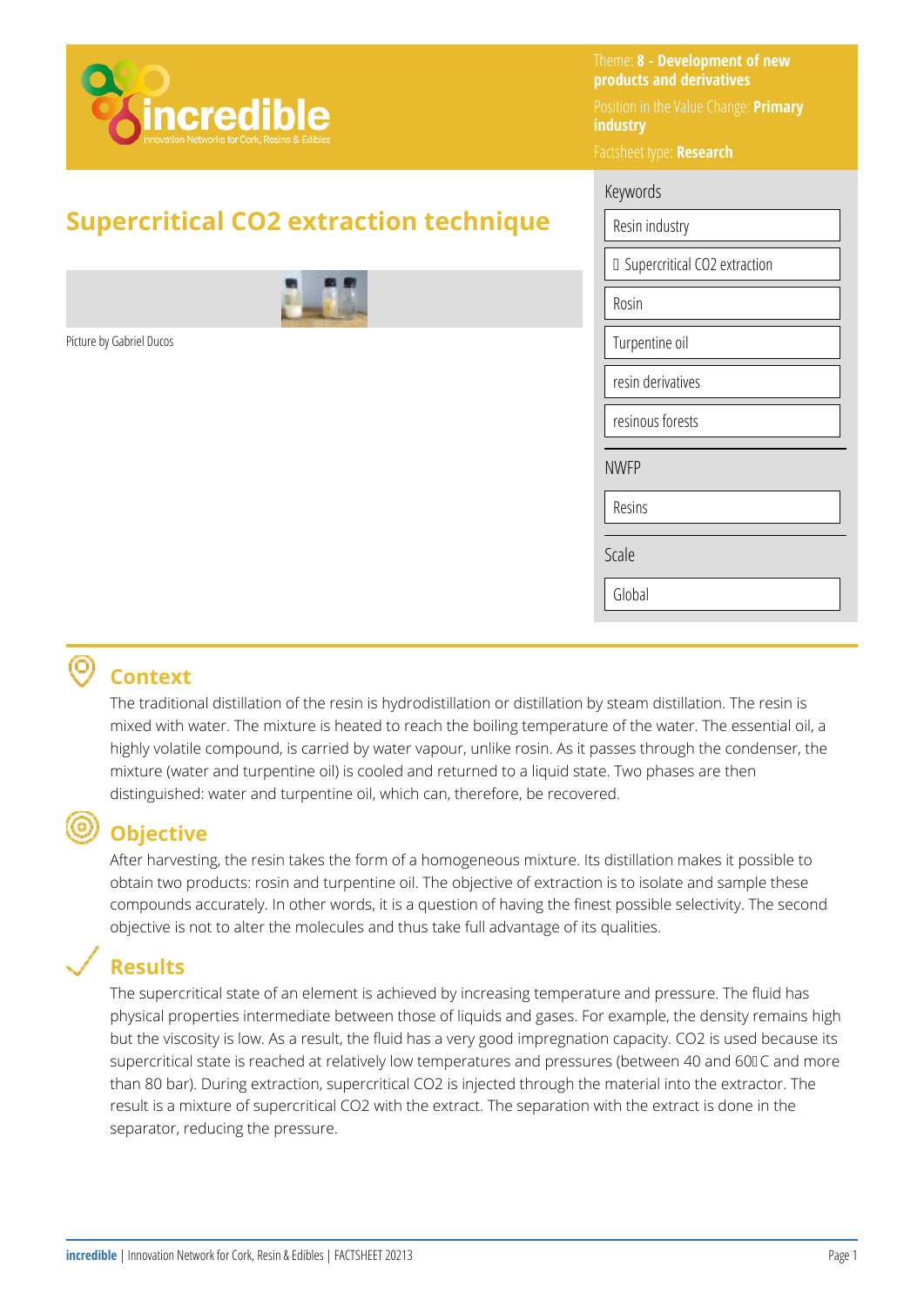Theme: **8 - Development of new products and derivatives**

Position in the Value Change: **Primary industry**

Factsheet type: **Research**

# Supercritical CO2 extraction technique

Picture by Gabriel Ducos

**Keywords**

- Resin industry
- Supercritical CO2 extraction
- Rosin
- Turpentine oil
- resin derivatives
- resinous forests

**NWFP**

- Resins

**Scale**

- Global

## Context

The traditional distillation of the resin is hydrodistillation or distillation by steam distillation. The resin is mixed with water. The mixture is heated to reach the boiling temperature of the water. The essential oil, a highly volatile compound, is carried by water vapour, unlike rosin. As it passes through the condenser, the mixture (water and turpentine oil) is cooled and returned to a liquid state. Two phases are then distinguished: water and turpentine oil, which can, therefore, be recovered.

## Objective

After harvesting, the resin takes the form of a homogeneous mixture. Its distillation makes it possible to obtain two products: rosin and turpentine oil. The objective of extraction is to isolate and sample these compounds accurately. In other words, it is a question of having the finest possible selectivity. The second objective is not to alter the molecules and thus take full advantage of its qualities.

## Results

The supercritical state of an element is achieved by increasing temperature and pressure. The fluid has physical properties intermediate between those of liquids and gases. For example, the density remains high but the viscosity is low. As a result, the fluid has a very good impregnation capacity. CO2 is used because its supercritical state is reached at relatively low temperatures and pressures (between 40 and 60°C and more than 80 bar). During extraction, supercritical CO2 is injected through the material into the extractor. The result is a mixture of supercritical CO2 with the extract. The separation with the extract is done in the separator, reducing the pressure.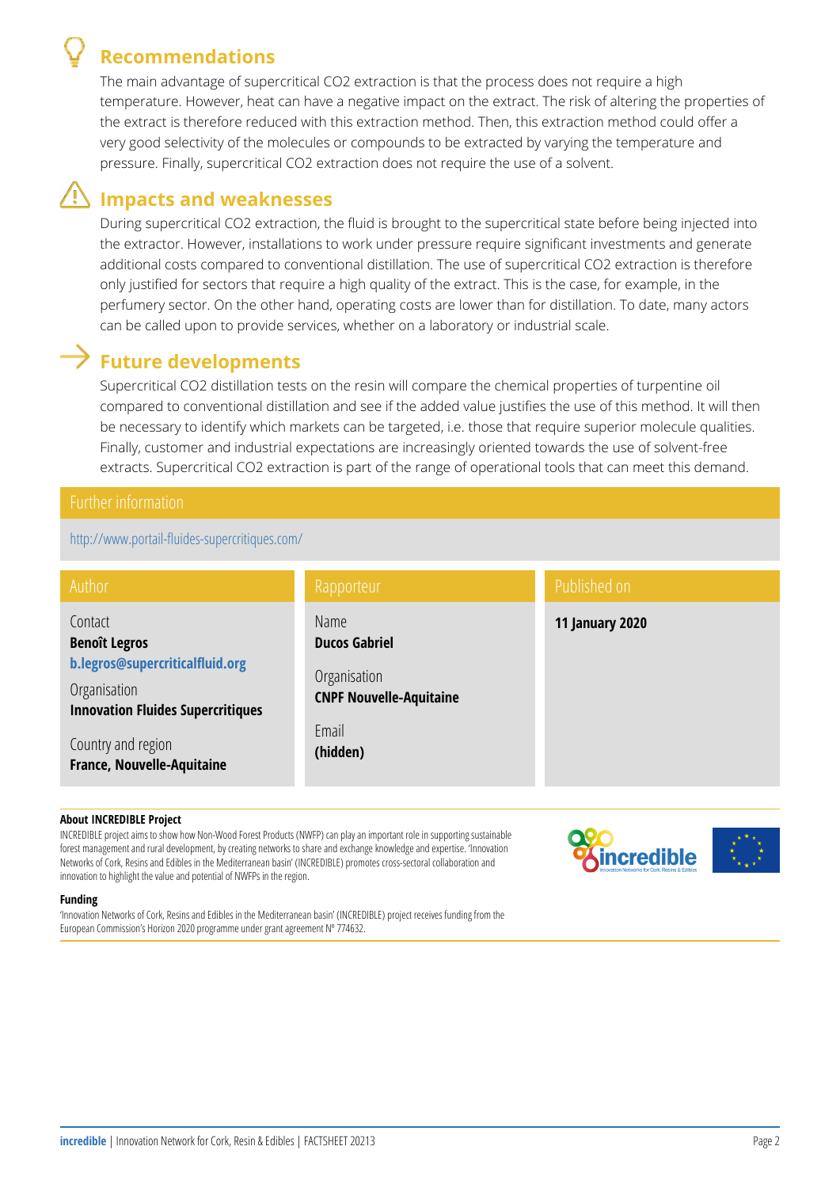## Recommendations

The main advantage of supercritical $CO_2$ extraction is that the process does not require a high temperature. However, heat can have a negative impact on the extract. The risk of altering the properties of the extract is therefore reduced with this extraction method. Then, this extraction method could offer a very good selectivity of the molecules or compounds to be extracted by varying the temperature and pressure. Finally, supercritical $CO_2$ extraction does not require the use of a solvent.

## Impacts and weaknesses

During supercritical $CO_2$ extraction, the fluid is brought to the supercritical state before being injected into the extractor. However, installations to work under pressure require significant investments and generate additional costs compared to conventional distillation. The use of supercritical $CO_2$ extraction is therefore only justified for sectors that require a high quality of the extract. This is the case, for example, in the perfumery sector. On the other hand, operating costs are lower than for distillation. To date, many actors can be called upon to provide services, whether on a laboratory or industrial scale.

## Future developments

Supercritical $CO_2$ distillation tests on the resin will compare the chemical properties of turpentine oil compared to conventional distillation and see if the added value justifies the use of this method. It will then be necessary to identify which markets can be targeted, i.e. those that require superior molecule qualities. Finally, customer and industrial expectations are increasingly oriented towards the use of solvent-free extracts. Supercritical $CO_2$ extraction is part of the range of operational tools that can meet this demand.

### Further information

http://www.portail-fluides-supercritiques.com/

| Author | Rapporteur | Published on |
| --- | --- | --- |
| Contact<br>**Benoît Legros**<br>**b.legros@supercriticalfluid.org**<br>Organisation<br>**Innovation Fluides Supercritiques**<br>Country and region<br>**France, Nouvelle-Aquitaine** | Name<br>**Ducos Gabriel**<br>Organisation<br>**CNPF Nouvelle-Aquitaine**<br>Email<br>**(hidden)** | **11 January 2020** |

**About INCREDIBLE Project**

INCREDIBLE project aims to show how Non-Wood Forest Products (NWFP) can play an important role in supporting sustainable forest management and rural development, by creating networks to share and exchange knowledge and expertise. 'Innovation Networks of Cork, Resins and Edibles in the Mediterranean basin' (INCREDIBLE) promotes cross-sectoral collaboration and innovation to highlight the value and potential of NWFPs in the region.

**Funding**

'Innovation Networks of Cork, Resins and Edibles in the Mediterranean basin' (INCREDIBLE) project receives funding from the European Commission's Horizon 2020 programme under grant agreement Nº 774632.